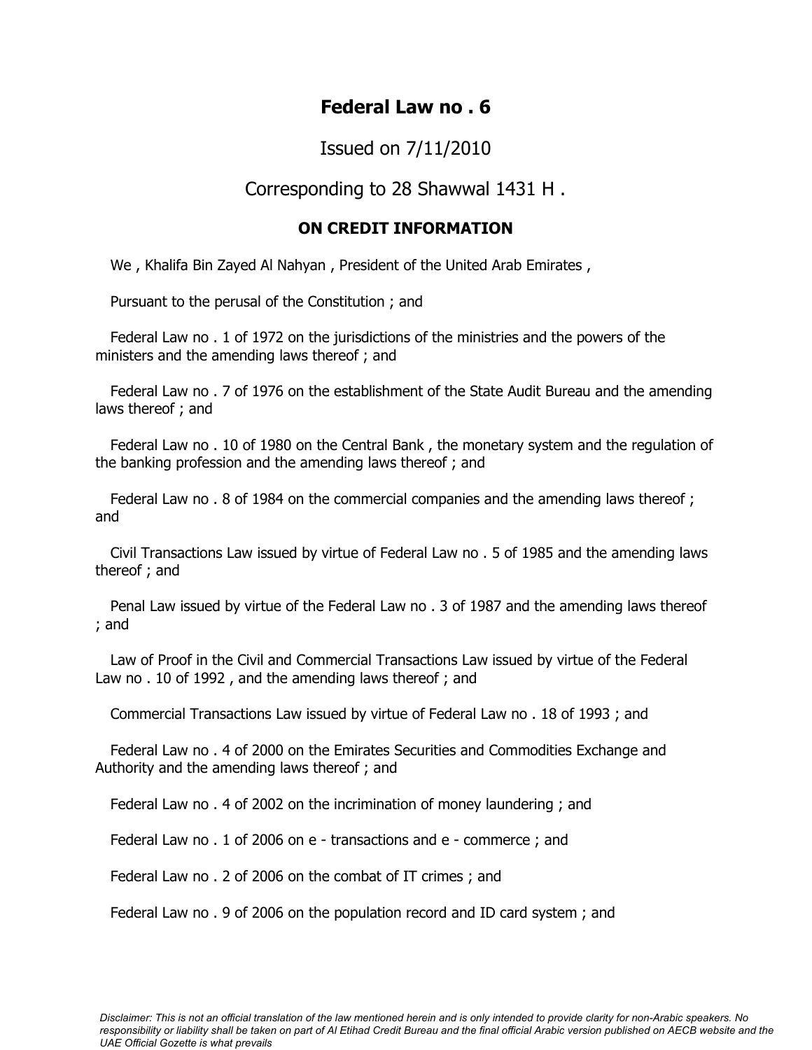# Federal Law no . 6

Issued on 7/11/2010

Corresponding to 28 Shawwal 1431 H .

## ON CREDIT INFORMATION

We , Khalifa Bin Zayed Al Nahyan , President of the United Arab Emirates ,

Pursuant to the perusal of the Constitution ; and

Federal Law no . 1 of 1972 on the jurisdictions of the ministries and the powers of the ministers and the amending laws thereof ; and

Federal Law no . 7 of 1976 on the establishment of the State Audit Bureau and the amending laws thereof ; and

Federal Law no . 10 of 1980 on the Central Bank , the monetary system and the regulation of the banking profession and the amending laws thereof ; and

Federal Law no . 8 of 1984 on the commercial companies and the amending laws thereof ; and

Civil Transactions Law issued by virtue of Federal Law no . 5 of 1985 and the amending laws thereof ; and

Penal Law issued by virtue of the Federal Law no . 3 of 1987 and the amending laws thereof ; and

Law of Proof in the Civil and Commercial Transactions Law issued by virtue of the Federal Law no . 10 of 1992 , and the amending laws thereof ; and

Commercial Transactions Law issued by virtue of Federal Law no . 18 of 1993 ; and

Federal Law no . 4 of 2000 on the Emirates Securities and Commodities Exchange and Authority and the amending laws thereof ; and

Federal Law no . 4 of 2002 on the incrimination of money laundering ; and

Federal Law no . 1 of 2006 on e - transactions and e - commerce ; and

Federal Law no . 2 of 2006 on the combat of IT crimes ; and

Federal Law no . 9 of 2006 on the population record and ID card system ; and

*Disclaimer: This is not an official translation of the law mentioned herein and is only intended to provide clarity for non-Arabic speakers. No responsibility or liability shall be taken on part of Al Etihad Credit Bureau and the final official Arabic version published on AECB website and the UAE Official Gozette is what prevails*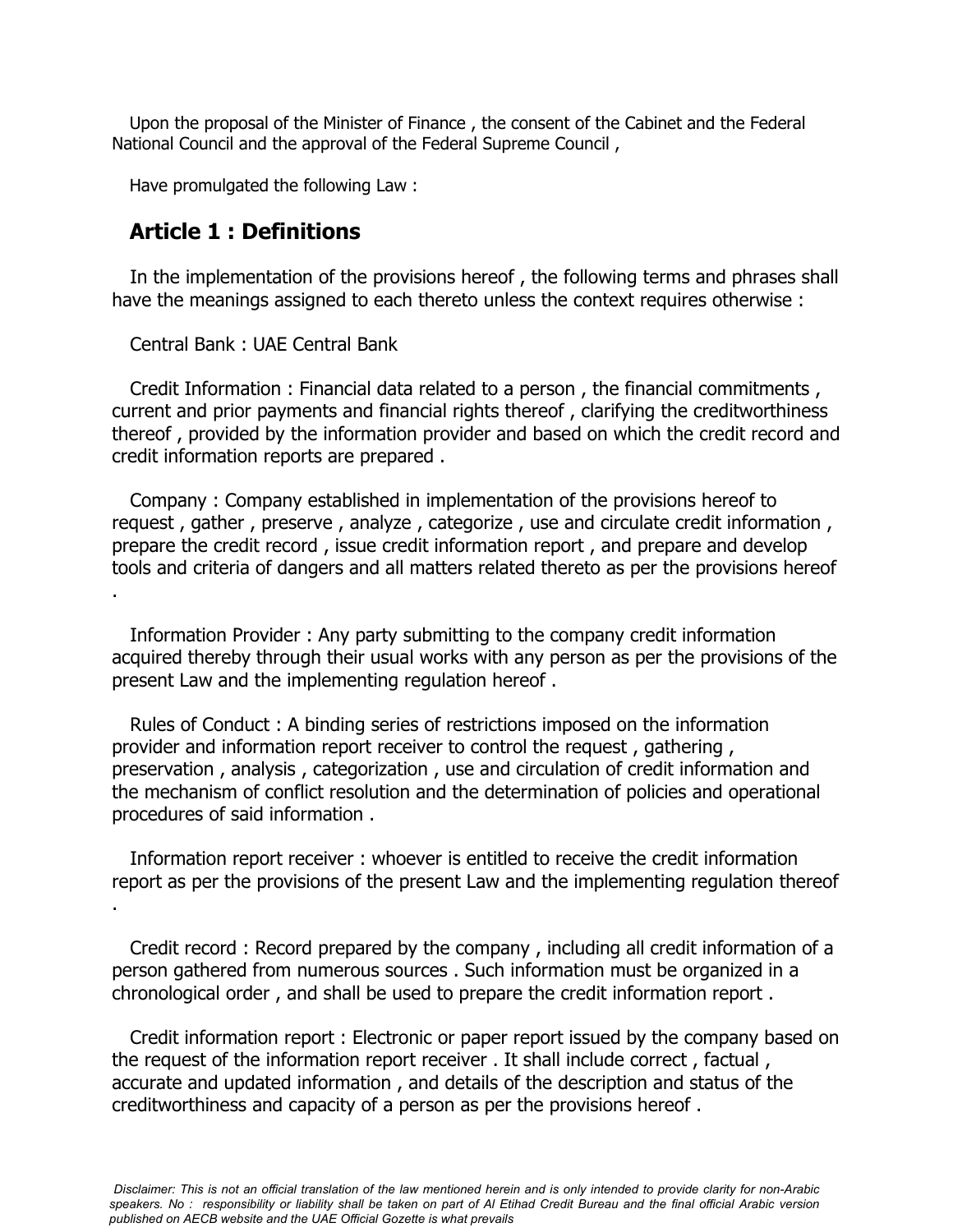Upon the proposal of the Minister of Finance , the consent of the Cabinet and the Federal National Council and the approval of the Federal Supreme Council ,

Have promulgated the following Law :

## Article 1 : Definitions

In the implementation of the provisions hereof , the following terms and phrases shall have the meanings assigned to each thereto unless the context requires otherwise :

Central Bank : UAE Central Bank

Credit Information : Financial data related to a person , the financial commitments , current and prior payments and financial rights thereof , clarifying the creditworthiness thereof , provided by the information provider and based on which the credit record and credit information reports are prepared .

Company : Company established in implementation of the provisions hereof to request , gather , preserve , analyze , categorize , use and circulate credit information , prepare the credit record , issue credit information report , and prepare and develop tools and criteria of dangers and all matters related thereto as per the provisions hereof .

Information Provider : Any party submitting to the company credit information acquired thereby through their usual works with any person as per the provisions of the present Law and the implementing regulation hereof .

Rules of Conduct : A binding series of restrictions imposed on the information provider and information report receiver to control the request , gathering , preservation , analysis , categorization , use and circulation of credit information and the mechanism of conflict resolution and the determination of policies and operational procedures of said information .

Information report receiver : whoever is entitled to receive the credit information report as per the provisions of the present Law and the implementing regulation thereof .

Credit record : Record prepared by the company , including all credit information of a person gathered from numerous sources . Such information must be organized in a chronological order , and shall be used to prepare the credit information report .

Credit information report : Electronic or paper report issued by the company based on the request of the information report receiver . It shall include correct , factual , accurate and updated information , and details of the description and status of the creditworthiness and capacity of a person as per the provisions hereof .

*Disclaimer: This is not an official translation of the law mentioned herein and is only intended to provide clarity for non-Arabic speakers. No : responsibility or liability shall be taken on part of Al Etihad Credit Bureau and the final official Arabic version published on AECB website and the UAE Official Gozette is what prevails*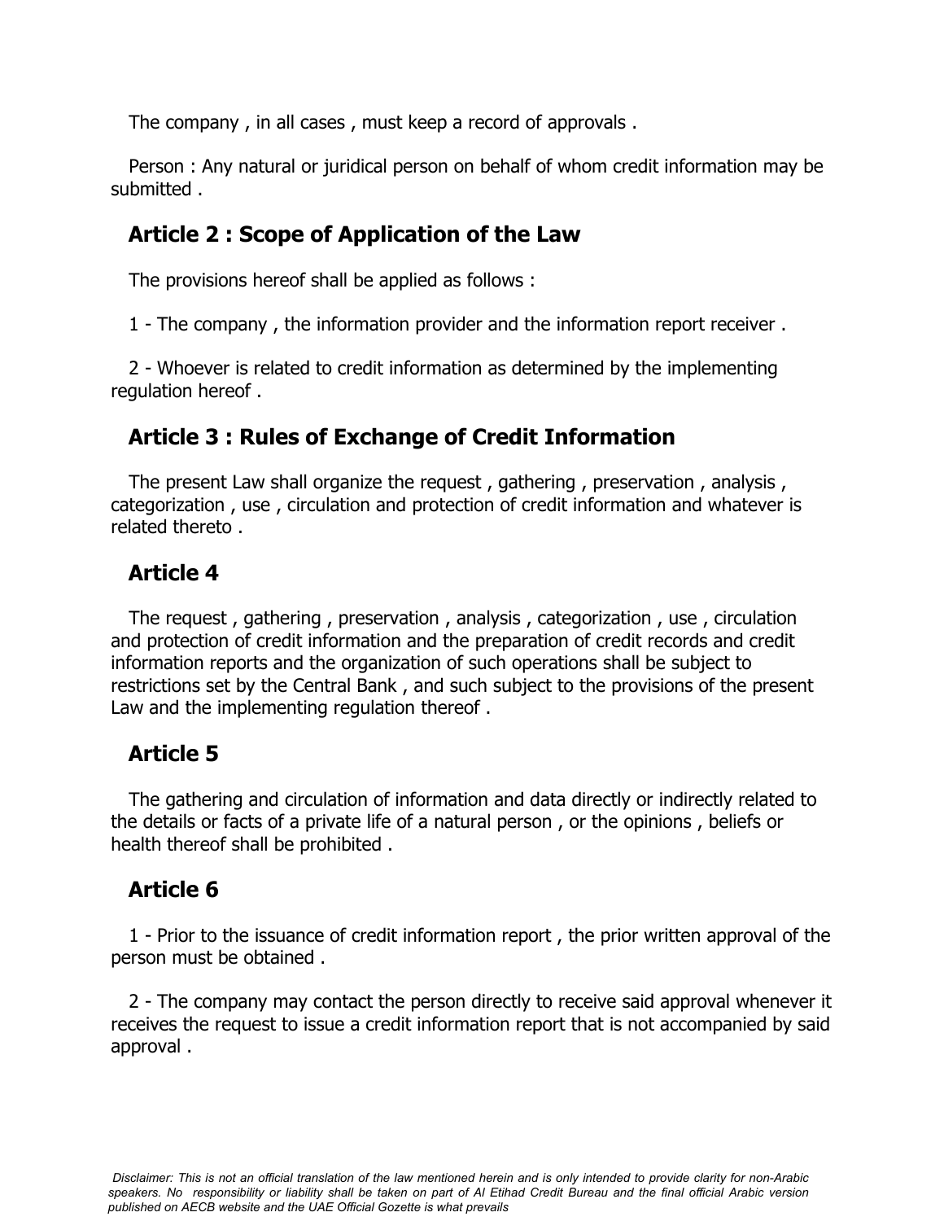The company , in all cases , must keep a record of approvals .

Person : Any natural or juridical person on behalf of whom credit information may be submitted .

## Article 2 : Scope of Application of the Law

The provisions hereof shall be applied as follows :

1 - The company , the information provider and the information report receiver .

2 - Whoever is related to credit information as determined by the implementing regulation hereof .

## Article 3 : Rules of Exchange of Credit Information

The present Law shall organize the request , gathering , preservation , analysis , categorization , use , circulation and protection of credit information and whatever is related thereto .

## Article 4

The request , gathering , preservation , analysis , categorization , use , circulation and protection of credit information and the preparation of credit records and credit information reports and the organization of such operations shall be subject to restrictions set by the Central Bank , and such subject to the provisions of the present Law and the implementing regulation thereof .

## Article 5

The gathering and circulation of information and data directly or indirectly related to the details or facts of a private life of a natural person , or the opinions , beliefs or health thereof shall be prohibited .

## Article 6

1 - Prior to the issuance of credit information report , the prior written approval of the person must be obtained .

2 - The company may contact the person directly to receive said approval whenever it receives the request to issue a credit information report that is not accompanied by said approval .

*Disclaimer: This is not an official translation of the law mentioned herein and is only intended to provide clarity for non-Arabic speakers. No responsibility or liability shall be taken on part of Al Etihad Credit Bureau and the final official Arabic version published on AECB website and the UAE Official Gozette is what prevails*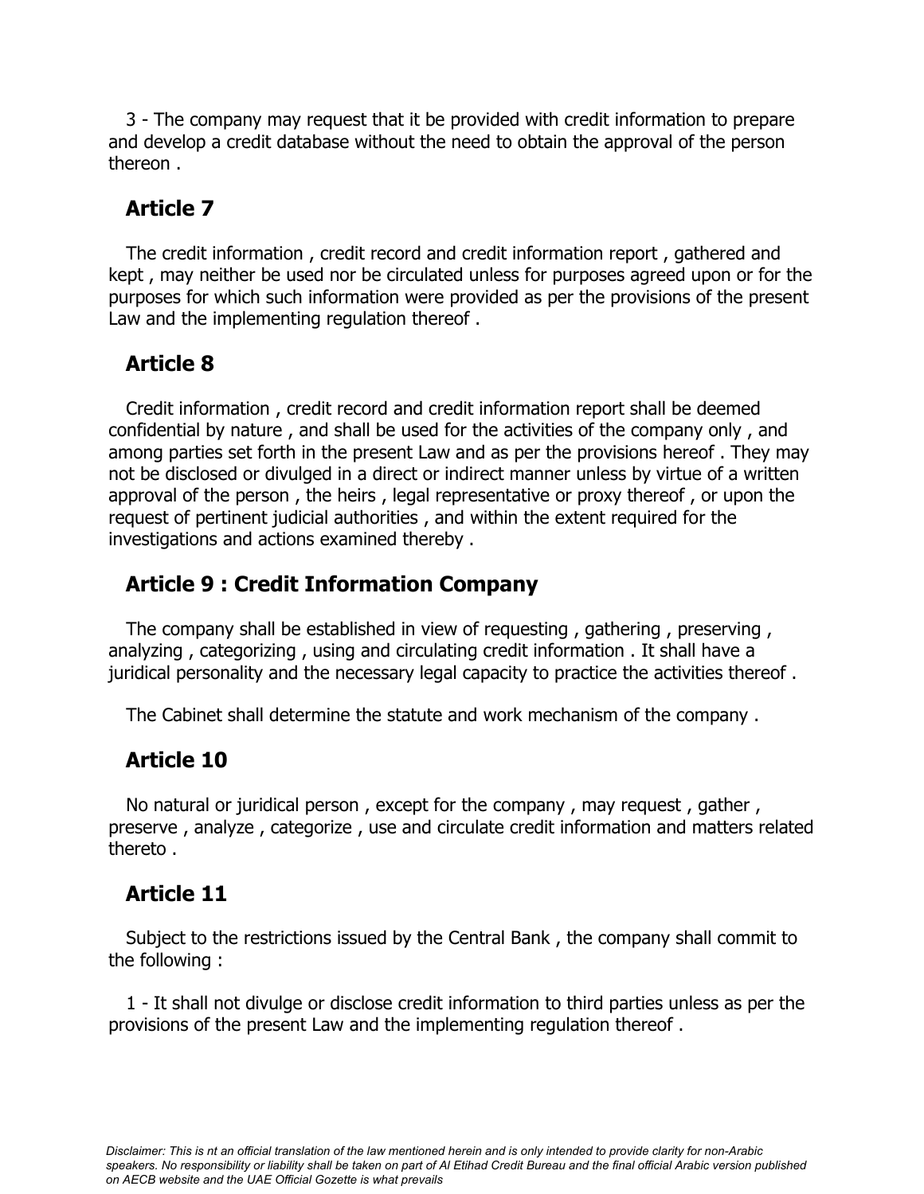3 - The company may request that it be provided with credit information to prepare and develop a credit database without the need to obtain the approval of the person thereon .

## Article 7

The credit information , credit record and credit information report , gathered and kept , may neither be used nor be circulated unless for purposes agreed upon or for the purposes for which such information were provided as per the provisions of the present Law and the implementing regulation thereof .

## Article 8

Credit information , credit record and credit information report shall be deemed confidential by nature , and shall be used for the activities of the company only , and among parties set forth in the present Law and as per the provisions hereof . They may not be disclosed or divulged in a direct or indirect manner unless by virtue of a written approval of the person , the heirs , legal representative or proxy thereof , or upon the request of pertinent judicial authorities , and within the extent required for the investigations and actions examined thereby .

## Article 9 : Credit Information Company

The company shall be established in view of requesting , gathering , preserving , analyzing , categorizing , using and circulating credit information . It shall have a juridical personality and the necessary legal capacity to practice the activities thereof .

The Cabinet shall determine the statute and work mechanism of the company .

## Article 10

No natural or juridical person , except for the company , may request , gather , preserve , analyze , categorize , use and circulate credit information and matters related thereto .

## Article 11

Subject to the restrictions issued by the Central Bank , the company shall commit to the following :

1 - It shall not divulge or disclose credit information to third parties unless as per the provisions of the present Law and the implementing regulation thereof .

*Disclaimer: This is nt an official translation of the law mentioned herein and is only intended to provide clarity for non-Arabic speakers. No responsibility or liability shall be taken on part of Al Etihad Credit Bureau and the final official Arabic version published on AECB website and the UAE Official Gozette is what prevails*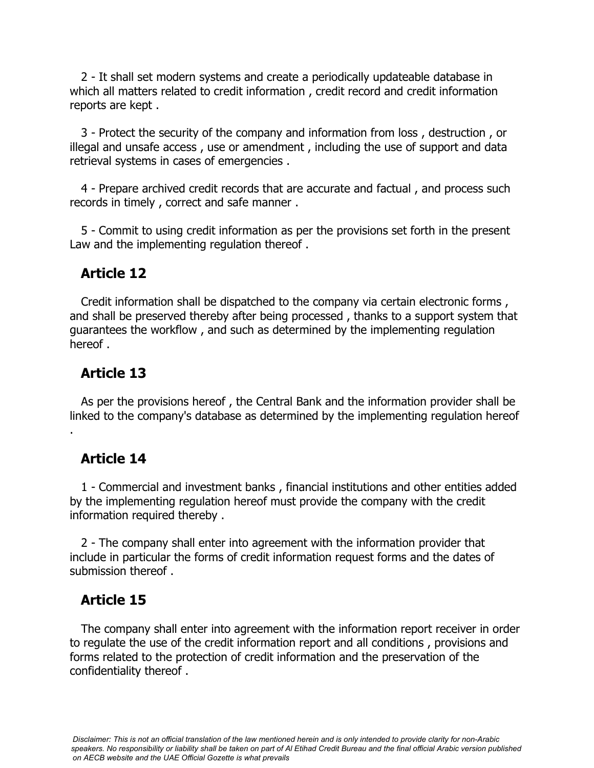2 - It shall set modern systems and create a periodically updateable database in which all matters related to credit information , credit record and credit information reports are kept .

3 - Protect the security of the company and information from loss , destruction , or illegal and unsafe access , use or amendment , including the use of support and data retrieval systems in cases of emergencies .

4 - Prepare archived credit records that are accurate and factual , and process such records in timely , correct and safe manner .

5 - Commit to using credit information as per the provisions set forth in the present Law and the implementing regulation thereof .

## Article 12

Credit information shall be dispatched to the company via certain electronic forms , and shall be preserved thereby after being processed , thanks to a support system that guarantees the workflow , and such as determined by the implementing regulation hereof .

## Article 13

As per the provisions hereof , the Central Bank and the information provider shall be linked to the company's database as determined by the implementing regulation hereof .

## Article 14

1 - Commercial and investment banks , financial institutions and other entities added by the implementing regulation hereof must provide the company with the credit information required thereby .

2 - The company shall enter into agreement with the information provider that include in particular the forms of credit information request forms and the dates of submission thereof .

## Article 15

The company shall enter into agreement with the information report receiver in order to regulate the use of the credit information report and all conditions , provisions and forms related to the protection of credit information and the preservation of the confidentiality thereof .

*Disclaimer: This is not an official translation of the law mentioned herein and is only intended to provide clarity for non-Arabic speakers. No responsibility or liability shall be taken on part of Al Etihad Credit Bureau and the final official Arabic version published on AECB website and the UAE Official Gozette is what prevails*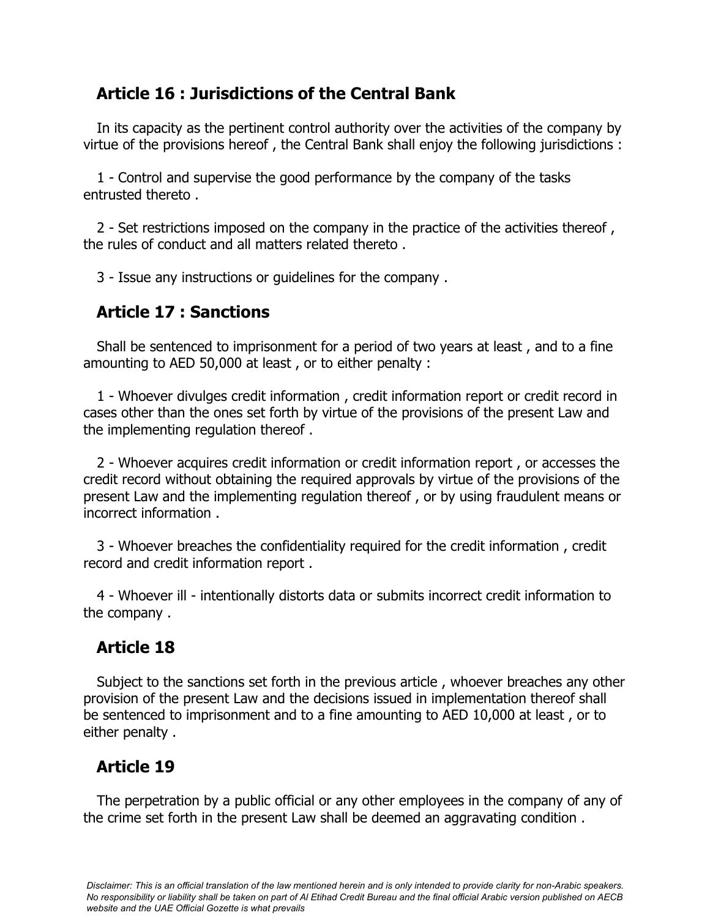## Article 16 : Jurisdictions of the Central Bank

In its capacity as the pertinent control authority over the activities of the company by virtue of the provisions hereof , the Central Bank shall enjoy the following jurisdictions :

1 - Control and supervise the good performance by the company of the tasks entrusted thereto .

2 - Set restrictions imposed on the company in the practice of the activities thereof , the rules of conduct and all matters related thereto .

3 - Issue any instructions or guidelines for the company .

## Article 17 : Sanctions

Shall be sentenced to imprisonment for a period of two years at least , and to a fine amounting to AED 50,000 at least , or to either penalty :

1 - Whoever divulges credit information , credit information report or credit record in cases other than the ones set forth by virtue of the provisions of the present Law and the implementing regulation thereof .

2 - Whoever acquires credit information or credit information report , or accesses the credit record without obtaining the required approvals by virtue of the provisions of the present Law and the implementing regulation thereof , or by using fraudulent means or incorrect information .

3 - Whoever breaches the confidentiality required for the credit information , credit record and credit information report .

4 - Whoever ill - intentionally distorts data or submits incorrect credit information to the company .

## Article 18

Subject to the sanctions set forth in the previous article , whoever breaches any other provision of the present Law and the decisions issued in implementation thereof shall be sentenced to imprisonment and to a fine amounting to AED 10,000 at least , or to either penalty .

## Article 19

The perpetration by a public official or any other employees in the company of any of the crime set forth in the present Law shall be deemed an aggravating condition .

*Disclaimer: This is an official translation of the law mentioned herein and is only intended to provide clarity for non-Arabic speakers. No responsibility or liability shall be taken on part of Al Etihad Credit Bureau and the final official Arabic version published on AECB website and the UAE Official Gozette is what prevails*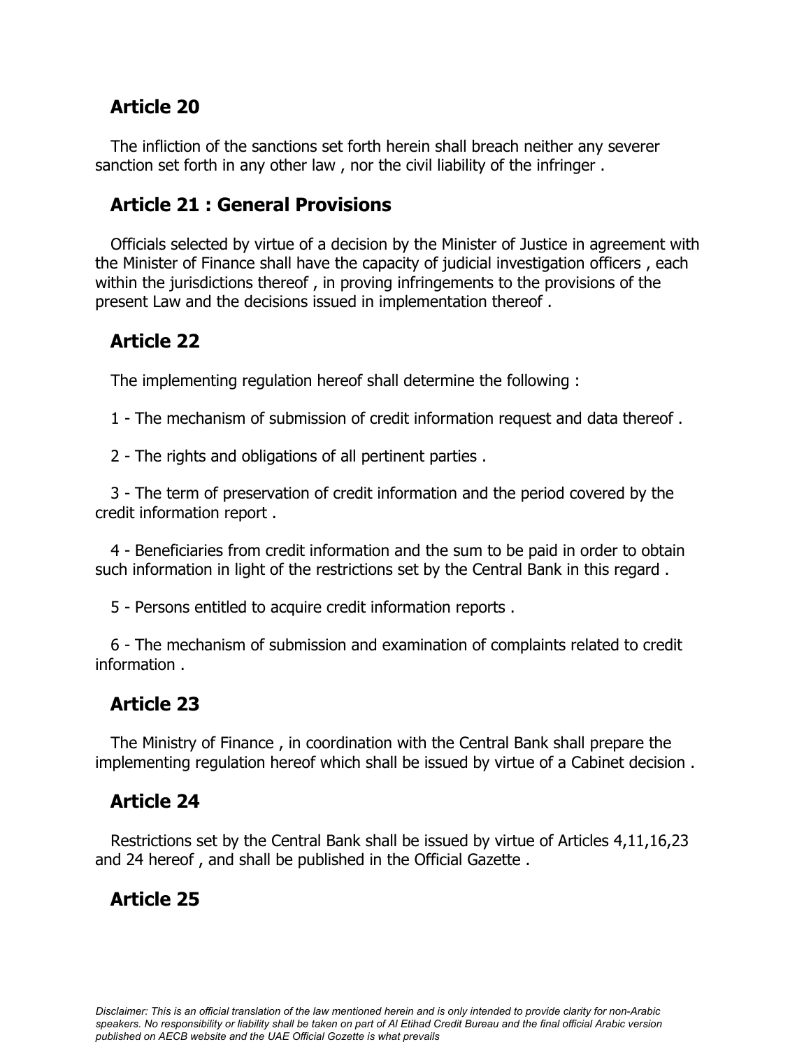## Article 20

The infliction of the sanctions set forth herein shall breach neither any severer sanction set forth in any other law , nor the civil liability of the infringer .

## Article 21 : General Provisions

Officials selected by virtue of a decision by the Minister of Justice in agreement with the Minister of Finance shall have the capacity of judicial investigation officers , each within the jurisdictions thereof , in proving infringements to the provisions of the present Law and the decisions issued in implementation thereof .

## Article 22

The implementing regulation hereof shall determine the following :

1 - The mechanism of submission of credit information request and data thereof .

2 - The rights and obligations of all pertinent parties .

3 - The term of preservation of credit information and the period covered by the credit information report .

4 - Beneficiaries from credit information and the sum to be paid in order to obtain such information in light of the restrictions set by the Central Bank in this regard .

5 - Persons entitled to acquire credit information reports .

6 - The mechanism of submission and examination of complaints related to credit information .

## Article 23

The Ministry of Finance , in coordination with the Central Bank shall prepare the implementing regulation hereof which shall be issued by virtue of a Cabinet decision .

## Article 24

Restrictions set by the Central Bank shall be issued by virtue of Articles 4,11,16,23 and 24 hereof , and shall be published in the Official Gazette .

## Article 25

*Disclaimer: This is an official translation of the law mentioned herein and is only intended to provide clarity for non-Arabic speakers. No responsibility or liability shall be taken on part of Al Etihad Credit Bureau and the final official Arabic version published on AECB website and the UAE Official Gozette is what prevails*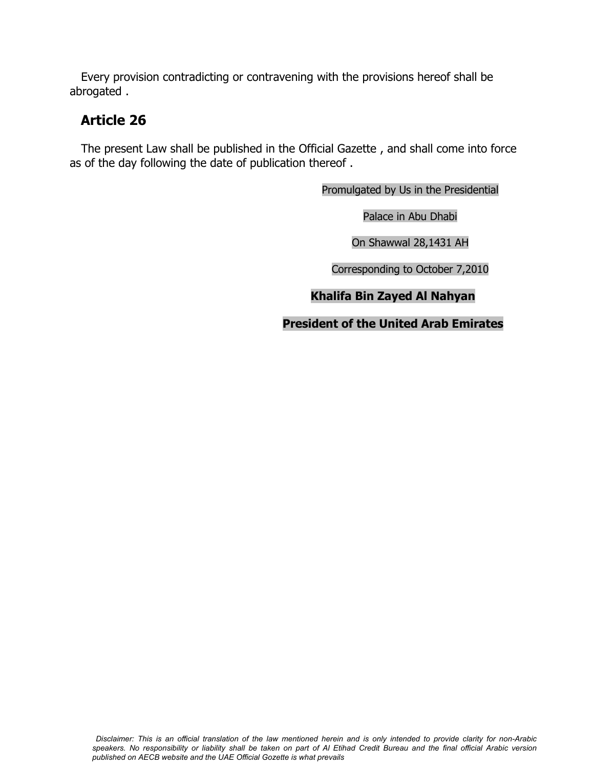Every provision contradicting or contravening with the provisions hereof shall be abrogated .

## Article 26

The present Law shall be published in the Official Gazette , and shall come into force as of the day following the date of publication thereof .

Promulgated by Us in the Presidential

Palace in Abu Dhabi

On Shawwal 28,1431 AH

Corresponding to October 7,2010

**Khalifa Bin Zayed Al Nahyan**

**President of the United Arab Emirates**

*Disclaimer: This is an official translation of the law mentioned herein and is only intended to provide clarity for non-Arabic speakers. No responsibility or liability shall be taken on part of Al Etihad Credit Bureau and the final official Arabic version published on AECB website and the UAE Official Gozette is what prevails*